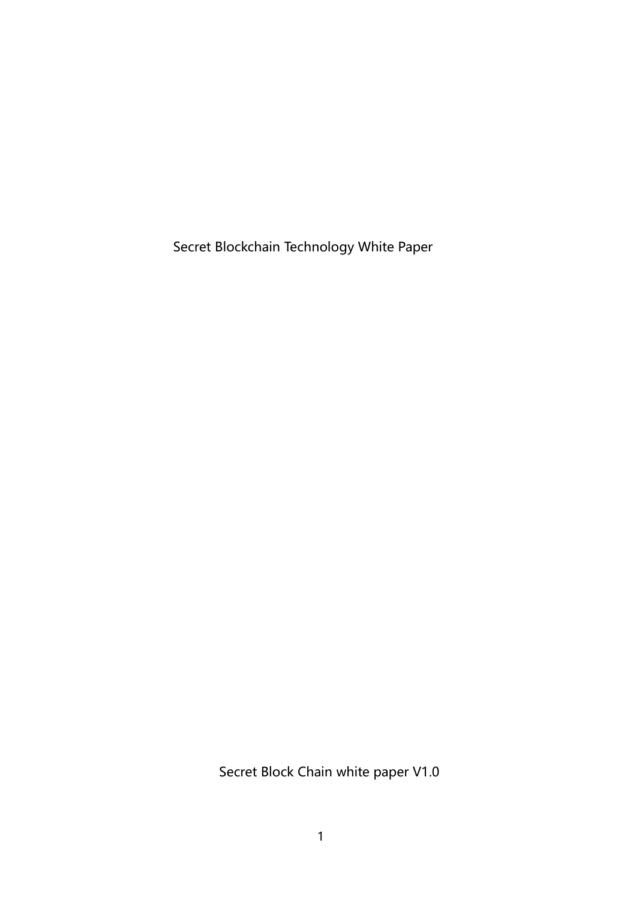# Secret Blockchain Technology White Paper

Secret Block Chain white paper V1.0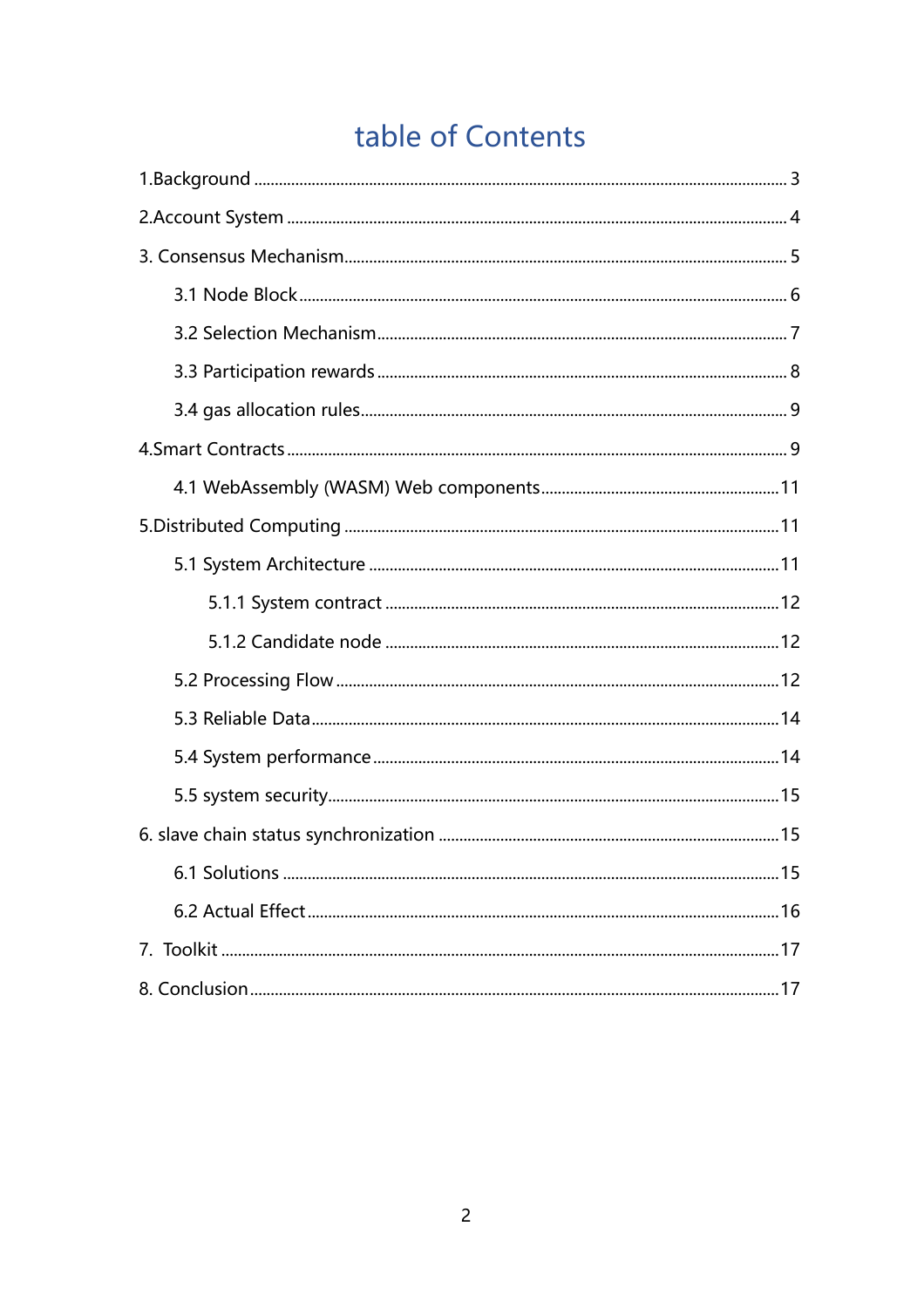# table of Contents

1.Background ........................................................................ 3

2.Account System ................................................................... 4

3. Consensus Mechanism........................................................... 5

- 3.1 Node Block ................................................................. 6
- 3.2 Selection Mechanism .................................................... 7
- 3.3 Participation rewards .................................................. 8
- 3.4 gas allocation rules...................................................... 9

4.Smart Contracts ..................................................................... 9

- 4.1 WebAssembly (WASM) Web components ..................... 11

5.Distributed Computing ........................................................ 11

- 5.1 System Architecture ................................................... 11
  - 5.1.1 System contract ................................................ 12
  - 5.1.2 Candidate node ................................................ 12
- 5.2 Processing Flow .......................................................... 12
- 5.3 Reliable Data............................................................... 14
- 5.4 System performance ................................................... 14
- 5.5 system security............................................................ 15

6. slave chain status synchronization ...................................... 15

- 6.1 Solutions .................................................................... 15
- 6.2 Actual Effect ............................................................... 16

7. Toolkit .................................................................................. 17

8. Conclusion............................................................................. 17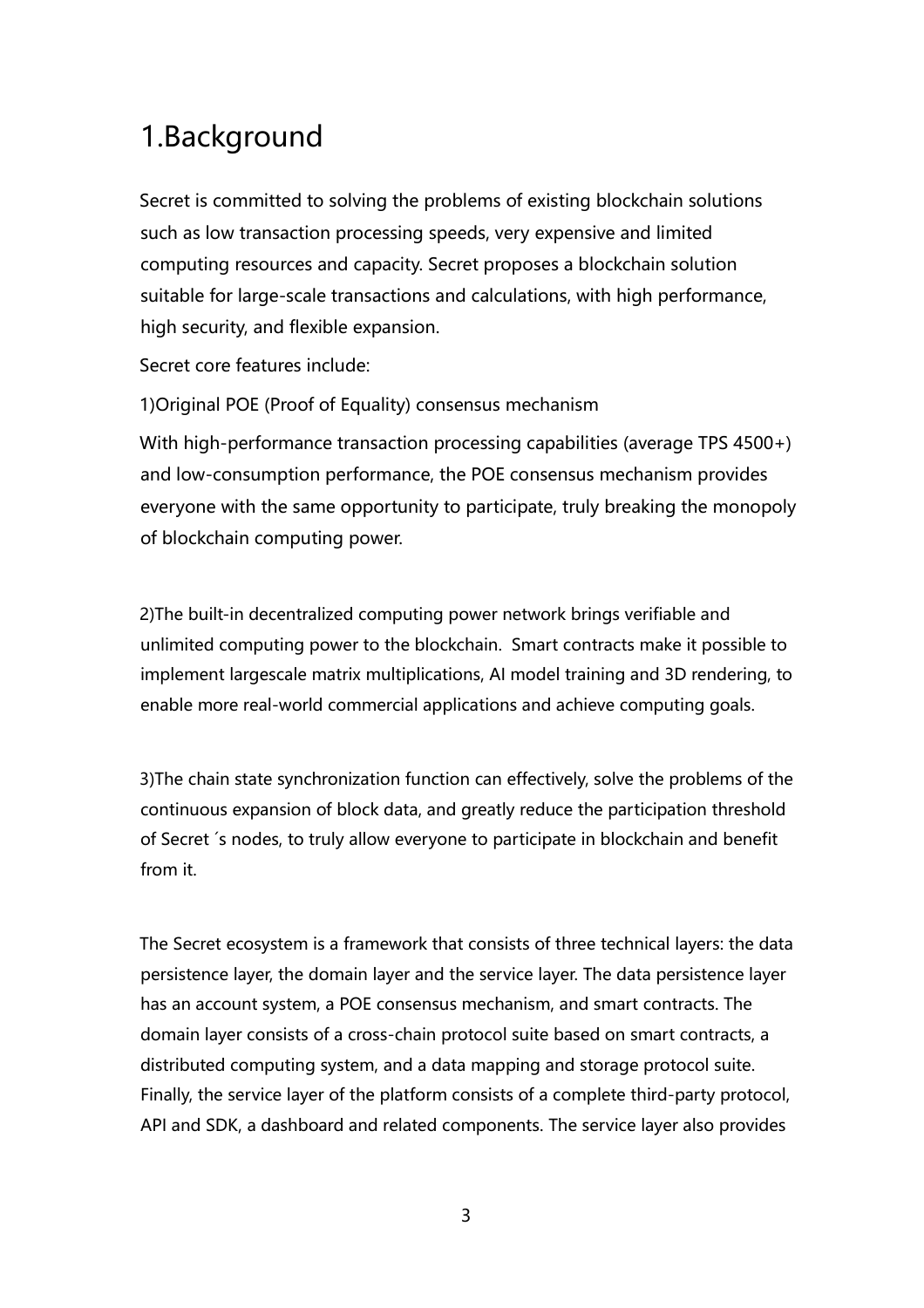# 1.Background

Secret is committed to solving the problems of existing blockchain solutions such as low transaction processing speeds, very expensive and limited computing resources and capacity. Secret proposes a blockchain solution suitable for large-scale transactions and calculations, with high performance, high security, and flexible expansion.

Secret core features include:

1)Original POE (Proof of Equality) consensus mechanism

With high-performance transaction processing capabilities (average TPS 4500+) and low-consumption performance, the POE consensus mechanism provides everyone with the same opportunity to participate, truly breaking the monopoly of blockchain computing power.

2)The built-in decentralized computing power network brings verifiable and unlimited computing power to the blockchain.  Smart contracts make it possible to implement largescale matrix multiplications, AI model training and 3D rendering, to enable more real-world commercial applications and achieve computing goals.

3)The chain state synchronization function can effectively, solve the problems of the continuous expansion of block data, and greatly reduce the participation threshold of Secret ´s nodes, to truly allow everyone to participate in blockchain and benefit from it.

The Secret ecosystem is a framework that consists of three technical layers: the data persistence layer, the domain layer and the service layer. The data persistence layer has an account system, a POE consensus mechanism, and smart contracts. The domain layer consists of a cross-chain protocol suite based on smart contracts, a distributed computing system, and a data mapping and storage protocol suite. Finally, the service layer of the platform consists of a complete third-party protocol, API and SDK, a dashboard and related components. The service layer also provides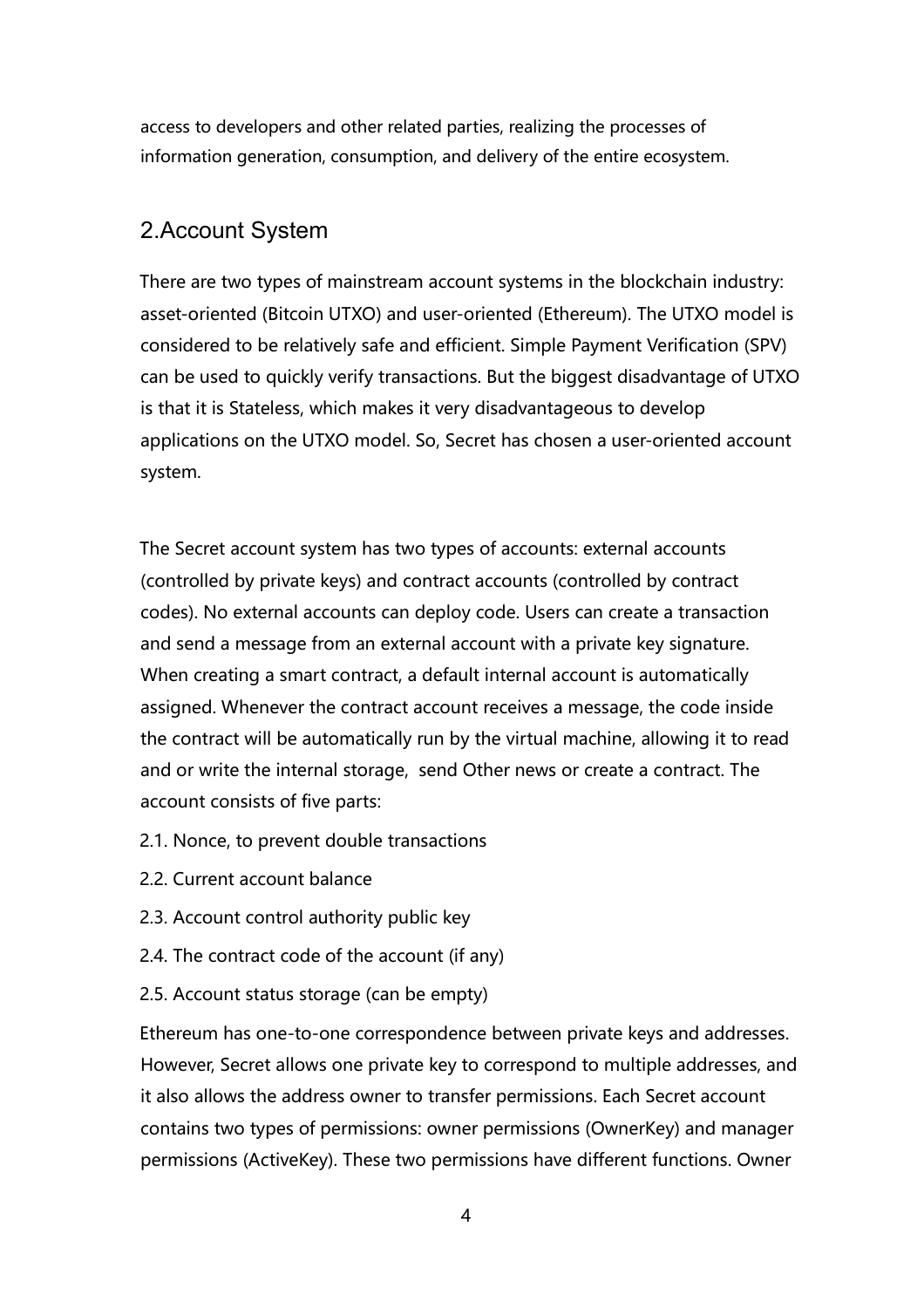access to developers and other related parties, realizing the processes of information generation, consumption, and delivery of the entire ecosystem.

## 2.Account System

There are two types of mainstream account systems in the blockchain industry: asset-oriented (Bitcoin UTXO) and user-oriented (Ethereum). The UTXO model is considered to be relatively safe and efficient. Simple Payment Verification (SPV) can be used to quickly verify transactions. But the biggest disadvantage of UTXO is that it is Stateless, which makes it very disadvantageous to develop applications on the UTXO model. So, Secret has chosen a user-oriented account system.

The Secret account system has two types of accounts: external accounts (controlled by private keys) and contract accounts (controlled by contract codes). No external accounts can deploy code. Users can create a transaction and send a message from an external account with a private key signature. When creating a smart contract, a default internal account is automatically assigned. Whenever the contract account receives a message, the code inside the contract will be automatically run by the virtual machine, allowing it to read and or write the internal storage, send Other news or create a contract. The account consists of five parts:

2.1. Nonce, to prevent double transactions

2.2. Current account balance

2.3. Account control authority public key

2.4. The contract code of the account (if any)

2.5. Account status storage (can be empty)

Ethereum has one-to-one correspondence between private keys and addresses. However, Secret allows one private key to correspond to multiple addresses, and it also allows the address owner to transfer permissions. Each Secret account contains two types of permissions: owner permissions (OwnerKey) and manager permissions (ActiveKey). These two permissions have different functions. Owner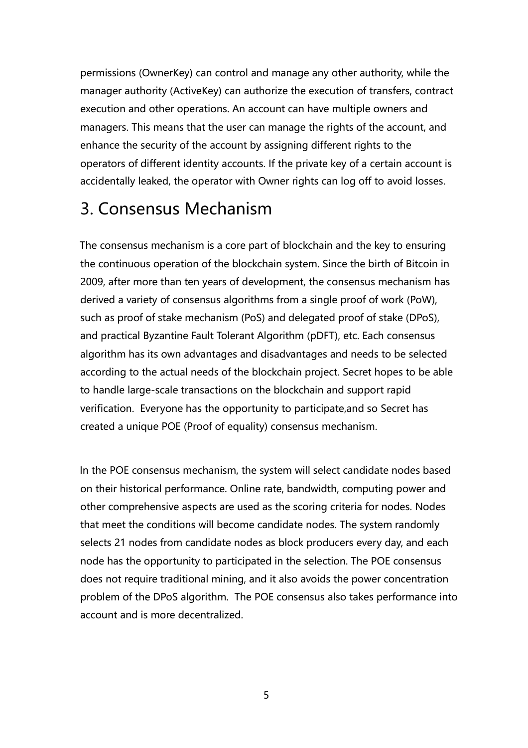permissions (OwnerKey) can control and manage any other authority, while the manager authority (ActiveKey) can authorize the execution of transfers, contract execution and other operations. An account can have multiple owners and managers. This means that the user can manage the rights of the account, and enhance the security of the account by assigning different rights to the operators of different identity accounts. If the private key of a certain account is accidentally leaked, the operator with Owner rights can log off to avoid losses.

# 3. Consensus Mechanism

The consensus mechanism is a core part of blockchain and the key to ensuring the continuous operation of the blockchain system. Since the birth of Bitcoin in 2009, after more than ten years of development, the consensus mechanism has derived a variety of consensus algorithms from a single proof of work (PoW), such as proof of stake mechanism (PoS) and delegated proof of stake (DPoS), and practical Byzantine Fault Tolerant Algorithm (pDFT), etc. Each consensus algorithm has its own advantages and disadvantages and needs to be selected according to the actual needs of the blockchain project. Secret hopes to be able to handle large-scale transactions on the blockchain and support rapid verification. Everyone has the opportunity to participate,and so Secret has created a unique POE (Proof of equality) consensus mechanism.

In the POE consensus mechanism, the system will select candidate nodes based on their historical performance. Online rate, bandwidth, computing power and other comprehensive aspects are used as the scoring criteria for nodes. Nodes that meet the conditions will become candidate nodes. The system randomly selects 21 nodes from candidate nodes as block producers every day, and each node has the opportunity to participated in the selection. The POE consensus does not require traditional mining, and it also avoids the power concentration problem of the DPoS algorithm. The POE consensus also takes performance into account and is more decentralized.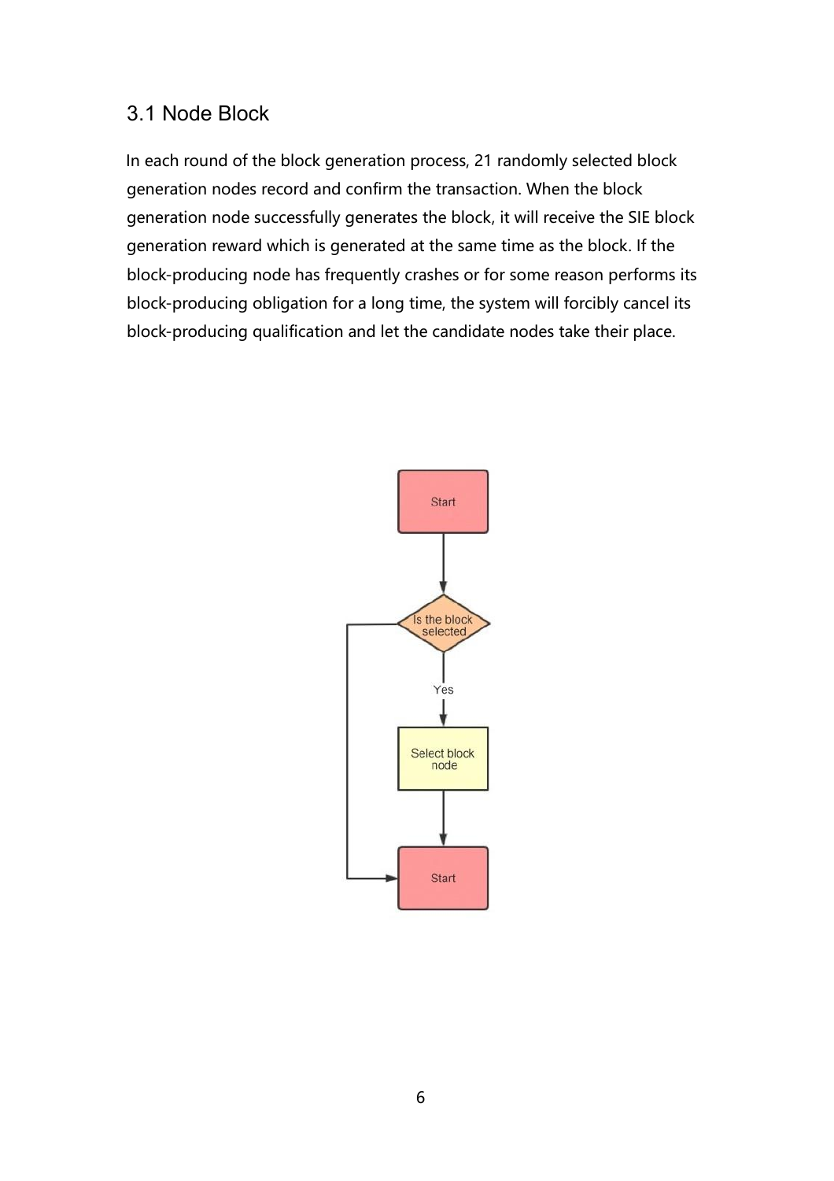## 3.1 Node Block

In each round of the block generation process, 21 randomly selected block generation nodes record and confirm the transaction. When the block generation node successfully generates the block, it will receive the SIE block generation reward which is generated at the same time as the block. If the block-producing node has frequently crashes or for some reason performs its block-producing obligation for a long time, the system will forcibly cancel its block-producing qualification and let the candidate nodes take their place.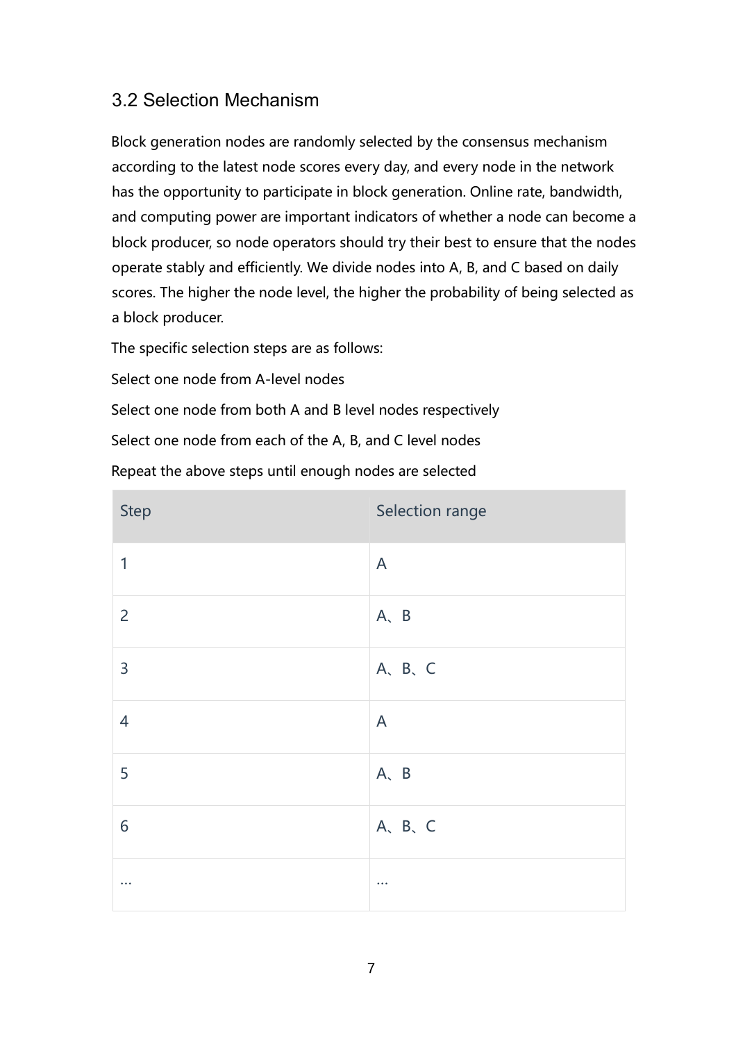## 3.2 Selection Mechanism

Block generation nodes are randomly selected by the consensus mechanism according to the latest node scores every day, and every node in the network has the opportunity to participate in block generation. Online rate, bandwidth, and computing power are important indicators of whether a node can become a block producer, so node operators should try their best to ensure that the nodes operate stably and efficiently. We divide nodes into A, B, and C based on daily scores. The higher the node level, the higher the probability of being selected as a block producer.

The specific selection steps are as follows:

Select one node from A-level nodes

Select one node from both A and B level nodes respectively

Select one node from each of the A, B, and C level nodes

Repeat the above steps until enough nodes are selected

| Step | Selection range |
| --- | --- |
| 1 | A |
| 2 | A、B |
| 3 | A、B、C |
| 4 | A |
| 5 | A、B |
| 6 | A、B、C |
| … | … |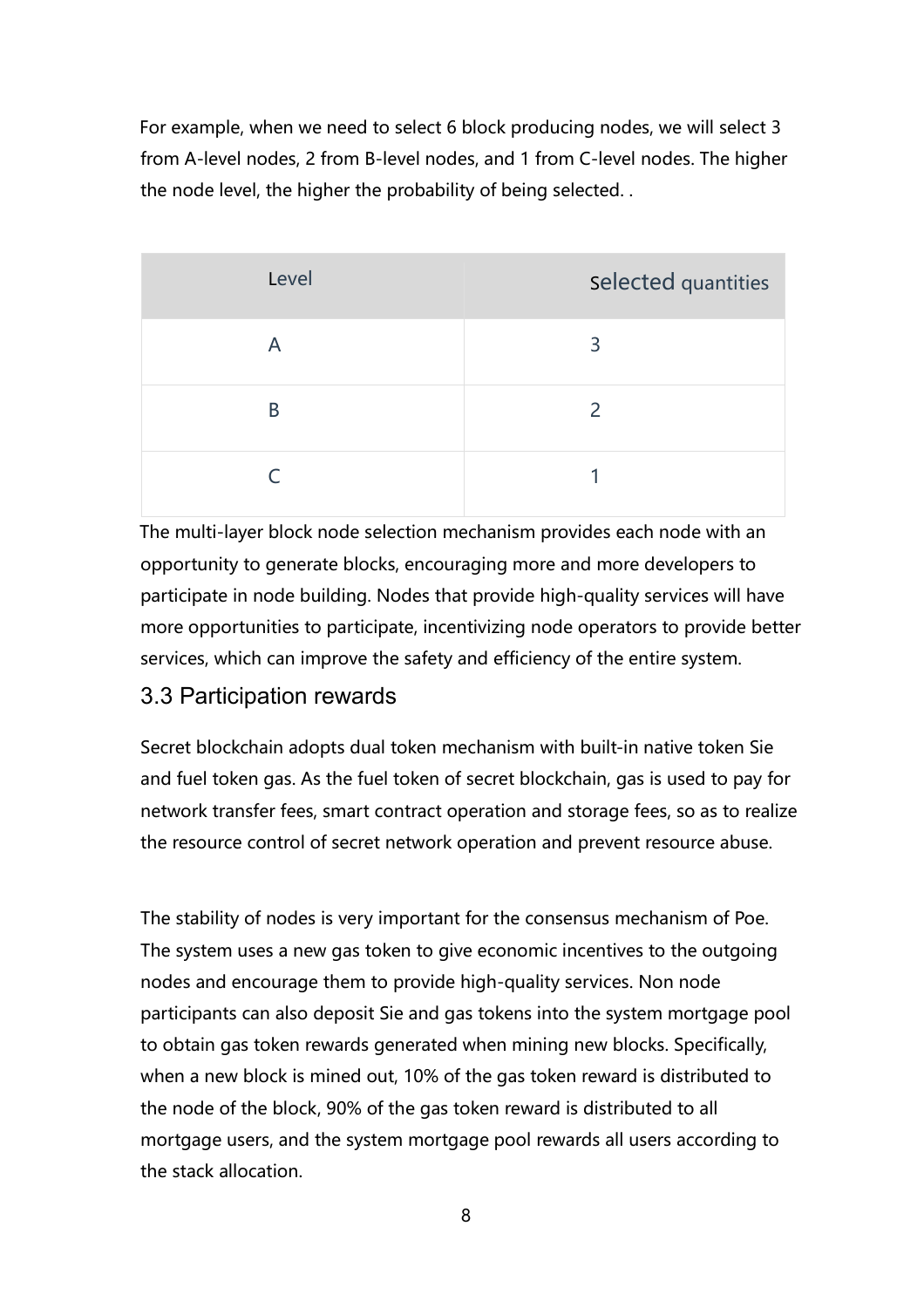For example, when we need to select 6 block producing nodes, we will select 3 from A-level nodes, 2 from B-level nodes, and 1 from C-level nodes. The higher the node level, the higher the probability of being selected. .

| Level | selected quantities |
| --- | --- |
| A | 3 |
| B | 2 |
| C | 1 |

The multi-layer block node selection mechanism provides each node with an opportunity to generate blocks, encouraging more and more developers to participate in node building. Nodes that provide high-quality services will have more opportunities to participate, incentivizing node operators to provide better services, which can improve the safety and efficiency of the entire system.

## 3.3 Participation rewards

Secret blockchain adopts dual token mechanism with built-in native token Sie and fuel token gas. As the fuel token of secret blockchain, gas is used to pay for network transfer fees, smart contract operation and storage fees, so as to realize the resource control of secret network operation and prevent resource abuse.

The stability of nodes is very important for the consensus mechanism of Poe. The system uses a new gas token to give economic incentives to the outgoing nodes and encourage them to provide high-quality services. Non node participants can also deposit Sie and gas tokens into the system mortgage pool to obtain gas token rewards generated when mining new blocks. Specifically, when a new block is mined out, 10% of the gas token reward is distributed to the node of the block, 90% of the gas token reward is distributed to all mortgage users, and the system mortgage pool rewards all users according to the stack allocation.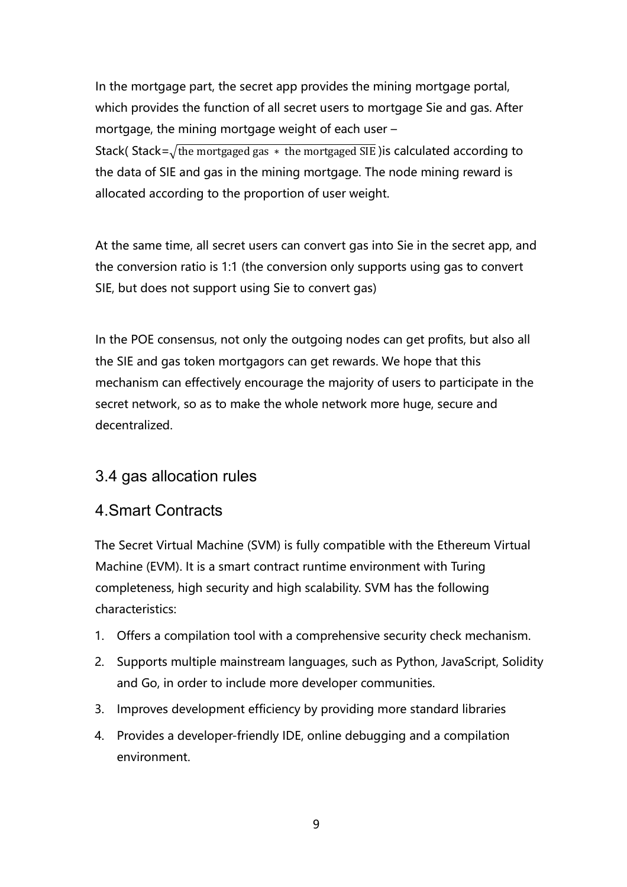In the mortgage part, the secret app provides the mining mortgage portal, which provides the function of all secret users to mortgage Sie and gas. After mortgage, the mining mortgage weight of each user – Stack( Stack=$\sqrt{\text{the mortgaged gas } * \text{ the mortgaged SIE}}$ )is calculated according to the data of SIE and gas in the mining mortgage. The node mining reward is allocated according to the proportion of user weight.

At the same time, all secret users can convert gas into Sie in the secret app, and the conversion ratio is 1:1 (the conversion only supports using gas to convert SIE, but does not support using Sie to convert gas)

In the POE consensus, not only the outgoing nodes can get profits, but also all the SIE and gas token mortgagors can get rewards. We hope that this mechanism can effectively encourage the majority of users to participate in the secret network, so as to make the whole network more huge, secure and decentralized.

## 3.4 gas allocation rules

# 4.Smart Contracts

The Secret Virtual Machine (SVM) is fully compatible with the Ethereum Virtual Machine (EVM). It is a smart contract runtime environment with Turing completeness, high security and high scalability. SVM has the following characteristics:

1. Offers a compilation tool with a comprehensive security check mechanism.
2. Supports multiple mainstream languages, such as Python, JavaScript, Solidity and Go, in order to include more developer communities.
3. Improves development efficiency by providing more standard libraries
4. Provides a developer-friendly IDE, online debugging and a compilation environment.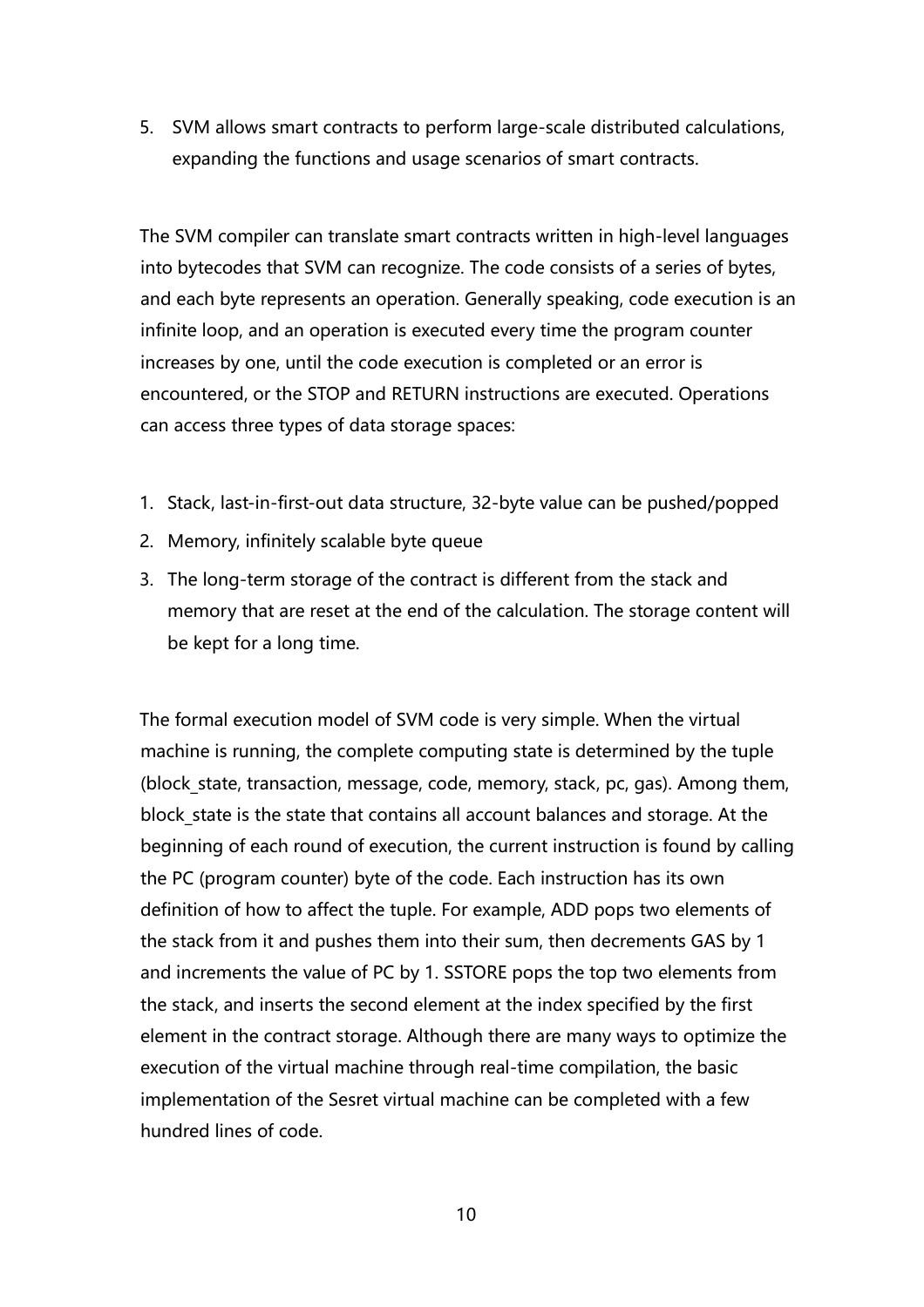5. SVM allows smart contracts to perform large-scale distributed calculations, expanding the functions and usage scenarios of smart contracts.

The SVM compiler can translate smart contracts written in high-level languages into bytecodes that SVM can recognize. The code consists of a series of bytes, and each byte represents an operation. Generally speaking, code execution is an infinite loop, and an operation is executed every time the program counter increases by one, until the code execution is completed or an error is encountered, or the STOP and RETURN instructions are executed. Operations can access three types of data storage spaces:

1. Stack, last-in-first-out data structure, 32-byte value can be pushed/popped
2. Memory, infinitely scalable byte queue
3. The long-term storage of the contract is different from the stack and memory that are reset at the end of the calculation. The storage content will be kept for a long time.

The formal execution model of SVM code is very simple. When the virtual machine is running, the complete computing state is determined by the tuple (block_state, transaction, message, code, memory, stack, pc, gas). Among them, block_state is the state that contains all account balances and storage. At the beginning of each round of execution, the current instruction is found by calling the PC (program counter) byte of the code. Each instruction has its own definition of how to affect the tuple. For example, ADD pops two elements of the stack from it and pushes them into their sum, then decrements GAS by 1 and increments the value of PC by 1. SSTORE pops the top two elements from the stack, and inserts the second element at the index specified by the first element in the contract storage. Although there are many ways to optimize the execution of the virtual machine through real-time compilation, the basic implementation of the Sesret virtual machine can be completed with a few hundred lines of code.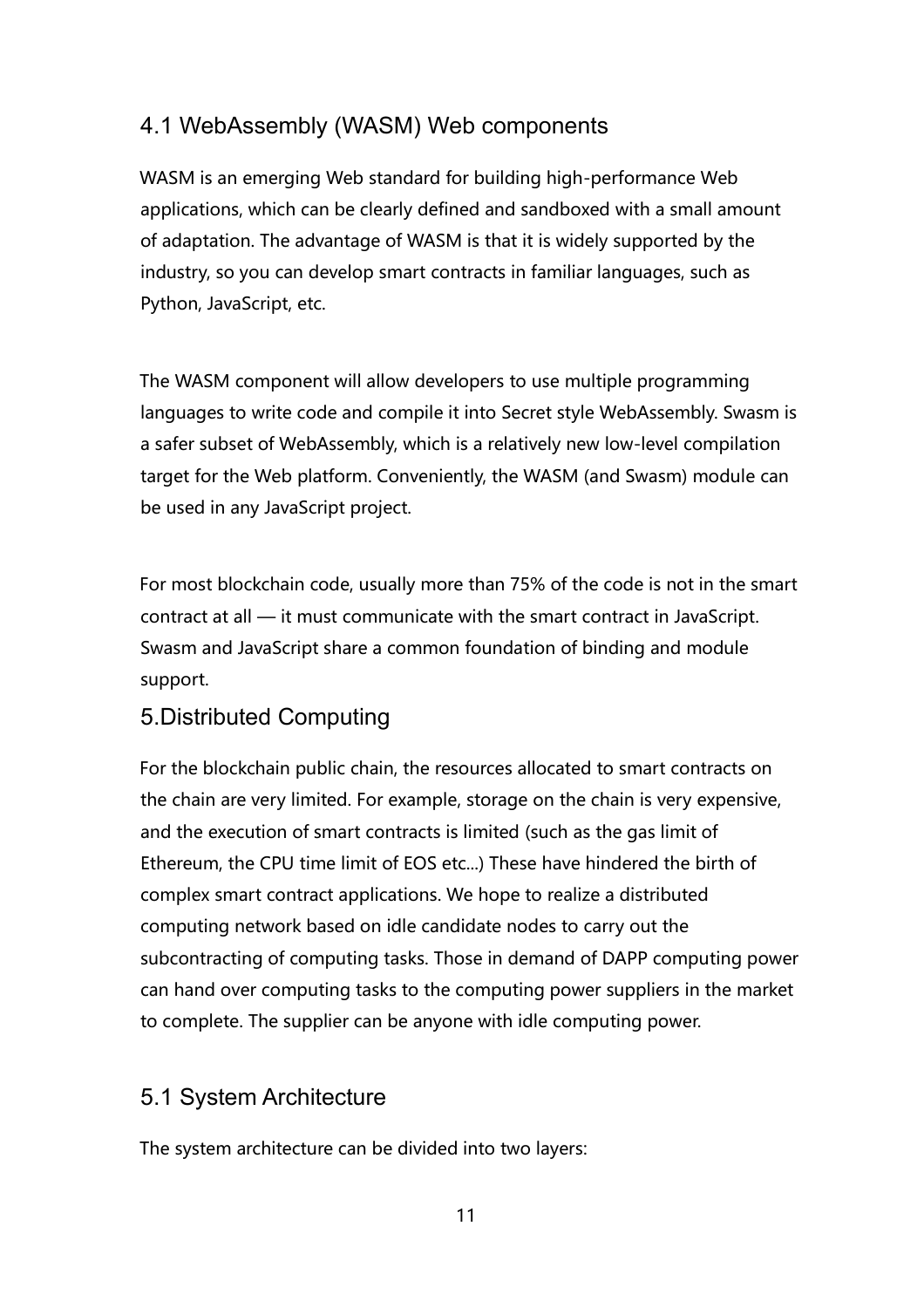## 4.1 WebAssembly (WASM) Web components

WASM is an emerging Web standard for building high-performance Web applications, which can be clearly defined and sandboxed with a small amount of adaptation. The advantage of WASM is that it is widely supported by the industry, so you can develop smart contracts in familiar languages, such as Python, JavaScript, etc.

The WASM component will allow developers to use multiple programming languages to write code and compile it into Secret style WebAssembly. Swasm is a safer subset of WebAssembly, which is a relatively new low-level compilation target for the Web platform. Conveniently, the WASM (and Swasm) module can be used in any JavaScript project.

For most blockchain code, usually more than 75% of the code is not in the smart contract at all — it must communicate with the smart contract in JavaScript. Swasm and JavaScript share a common foundation of binding and module support.

# 5.Distributed Computing

For the blockchain public chain, the resources allocated to smart contracts on the chain are very limited. For example, storage on the chain is very expensive, and the execution of smart contracts is limited (such as the gas limit of Ethereum, the CPU time limit of EOS etc...) These have hindered the birth of complex smart contract applications. We hope to realize a distributed computing network based on idle candidate nodes to carry out the subcontracting of computing tasks. Those in demand of DAPP computing power can hand over computing tasks to the computing power suppliers in the market to complete. The supplier can be anyone with idle computing power.

## 5.1 System Architecture

The system architecture can be divided into two layers: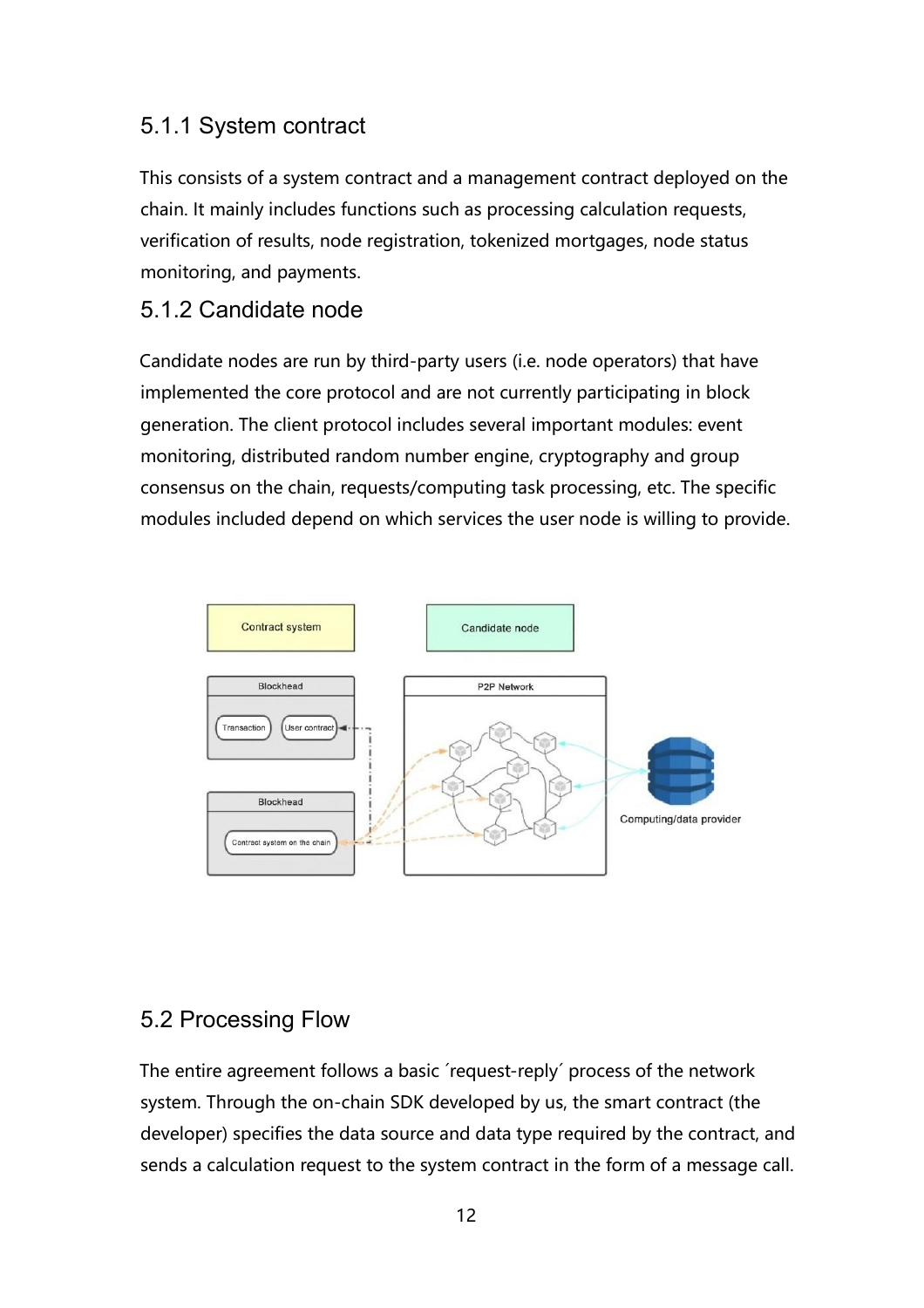### 5.1.1 System contract

This consists of a system contract and a management contract deployed on the chain. It mainly includes functions such as processing calculation requests, verification of results, node registration, tokenized mortgages, node status monitoring, and payments.

### 5.1.2 Candidate node

Candidate nodes are run by third-party users (i.e. node operators) that have implemented the core protocol and are not currently participating in block generation. The client protocol includes several important modules: event monitoring, distributed random number engine, cryptography and group consensus on the chain, requests/computing task processing, etc. The specific modules included depend on which services the user node is willing to provide.

## 5.2 Processing Flow

The entire agreement follows a basic ´request-reply´ process of the network system. Through the on-chain SDK developed by us, the smart contract (the developer) specifies the data source and data type required by the contract, and sends a calculation request to the system contract in the form of a message call.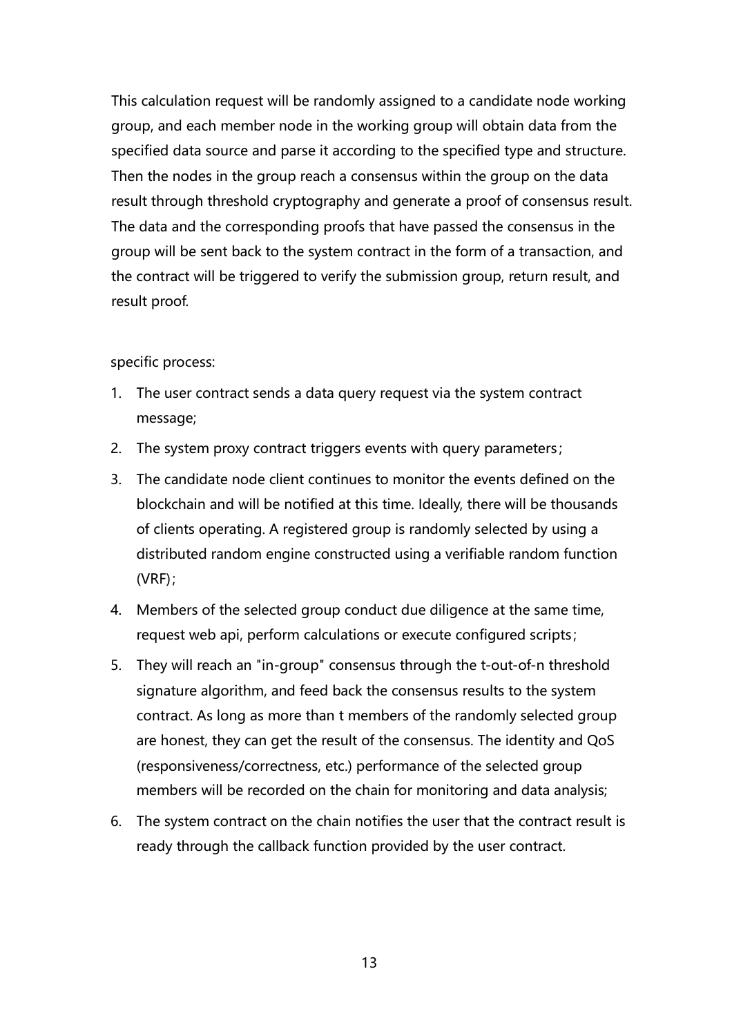This calculation request will be randomly assigned to a candidate node working group, and each member node in the working group will obtain data from the specified data source and parse it according to the specified type and structure. Then the nodes in the group reach a consensus within the group on the data result through threshold cryptography and generate a proof of consensus result. The data and the corresponding proofs that have passed the consensus in the group will be sent back to the system contract in the form of a transaction, and the contract will be triggered to verify the submission group, return result, and result proof.

specific process:

1. The user contract sends a data query request via the system contract message;
2. The system proxy contract triggers events with query parameters；
3. The candidate node client continues to monitor the events defined on the blockchain and will be notified at this time. Ideally, there will be thousands of clients operating. A registered group is randomly selected by using a distributed random engine constructed using a verifiable random function (VRF)；
4. Members of the selected group conduct due diligence at the same time, request web api, perform calculations or execute configured scripts；
5. They will reach an "in-group" consensus through the t-out-of-n threshold signature algorithm, and feed back the consensus results to the system contract. As long as more than t members of the randomly selected group are honest, they can get the result of the consensus. The identity and QoS (responsiveness/correctness, etc.) performance of the selected group members will be recorded on the chain for monitoring and data analysis;
6. The system contract on the chain notifies the user that the contract result is ready through the callback function provided by the user contract.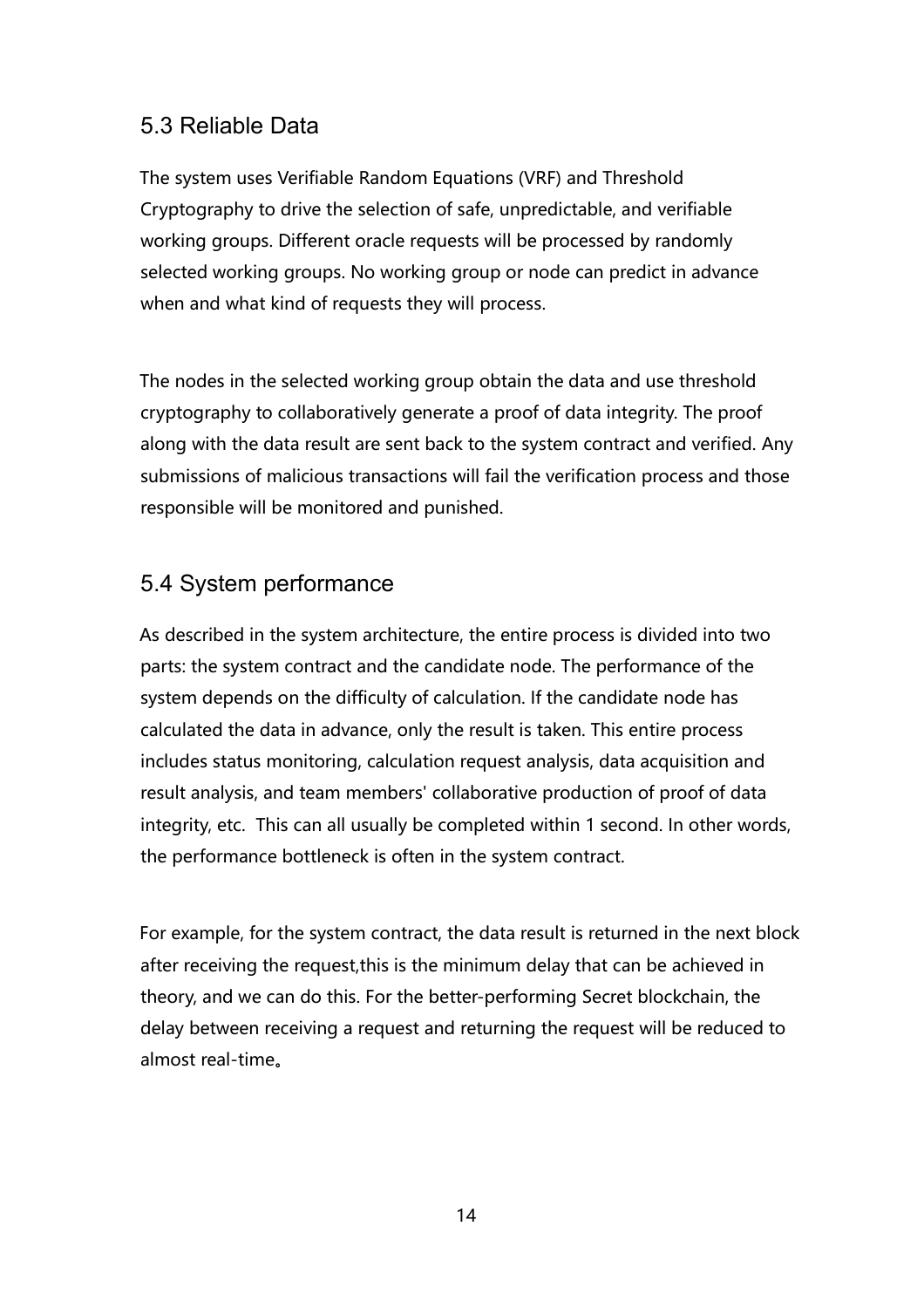## 5.3 Reliable Data

The system uses Verifiable Random Equations (VRF) and Threshold Cryptography to drive the selection of safe, unpredictable, and verifiable working groups. Different oracle requests will be processed by randomly selected working groups. No working group or node can predict in advance when and what kind of requests they will process.

The nodes in the selected working group obtain the data and use threshold cryptography to collaboratively generate a proof of data integrity. The proof along with the data result are sent back to the system contract and verified. Any submissions of malicious transactions will fail the verification process and those responsible will be monitored and punished.

## 5.4 System performance

As described in the system architecture, the entire process is divided into two parts: the system contract and the candidate node. The performance of the system depends on the difficulty of calculation. If the candidate node has calculated the data in advance, only the result is taken. This entire process includes status monitoring, calculation request analysis, data acquisition and result analysis, and team members' collaborative production of proof of data integrity, etc.  This can all usually be completed within 1 second. In other words, the performance bottleneck is often in the system contract.

For example, for the system contract, the data result is returned in the next block after receiving the request,this is the minimum delay that can be achieved in theory, and we can do this. For the better-performing Secret blockchain, the delay between receiving a request and returning the request will be reduced to almost real-time。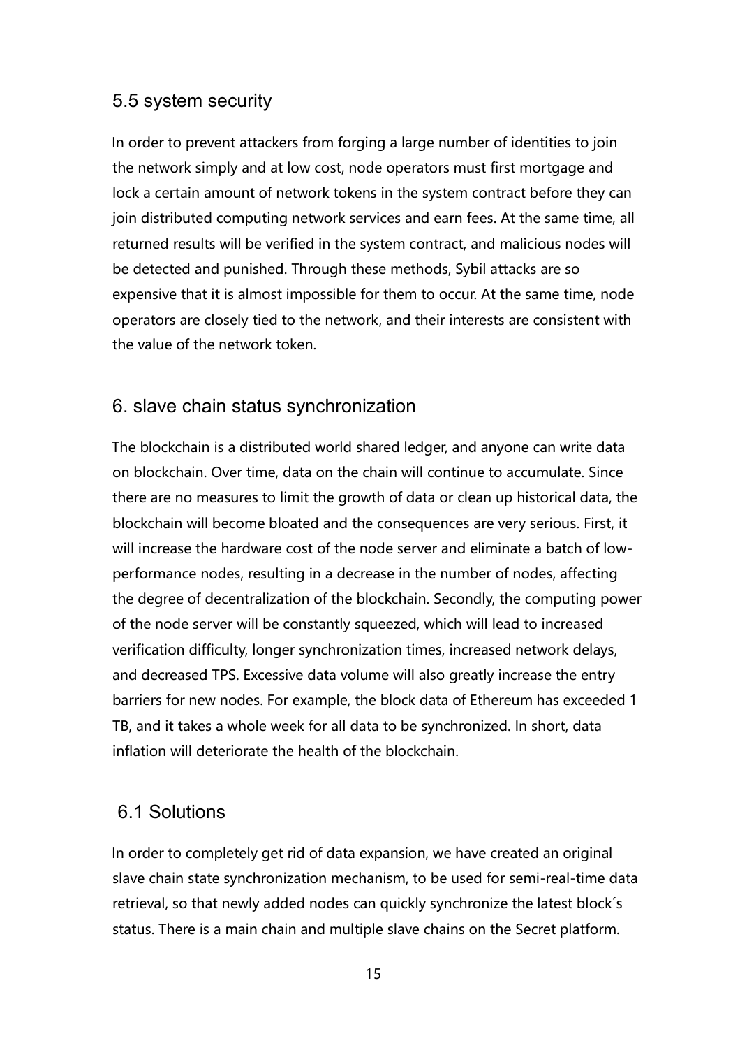## 5.5 system security

In order to prevent attackers from forging a large number of identities to join the network simply and at low cost, node operators must first mortgage and lock a certain amount of network tokens in the system contract before they can join distributed computing network services and earn fees. At the same time, all returned results will be verified in the system contract, and malicious nodes will be detected and punished. Through these methods, Sybil attacks are so expensive that it is almost impossible for them to occur. At the same time, node operators are closely tied to the network, and their interests are consistent with the value of the network token.

# 6. slave chain status synchronization

The blockchain is a distributed world shared ledger, and anyone can write data on blockchain. Over time, data on the chain will continue to accumulate. Since there are no measures to limit the growth of data or clean up historical data, the blockchain will become bloated and the consequences are very serious. First, it will increase the hardware cost of the node server and eliminate a batch of low-performance nodes, resulting in a decrease in the number of nodes, affecting the degree of decentralization of the blockchain. Secondly, the computing power of the node server will be constantly squeezed, which will lead to increased verification difficulty, longer synchronization times, increased network delays, and decreased TPS. Excessive data volume will also greatly increase the entry barriers for new nodes. For example, the block data of Ethereum has exceeded 1 TB, and it takes a whole week for all data to be synchronized. In short, data inflation will deteriorate the health of the blockchain.

## 6.1 Solutions

In order to completely get rid of data expansion, we have created an original slave chain state synchronization mechanism, to be used for semi-real-time data retrieval, so that newly added nodes can quickly synchronize the latest block´s status. There is a main chain and multiple slave chains on the Secret platform.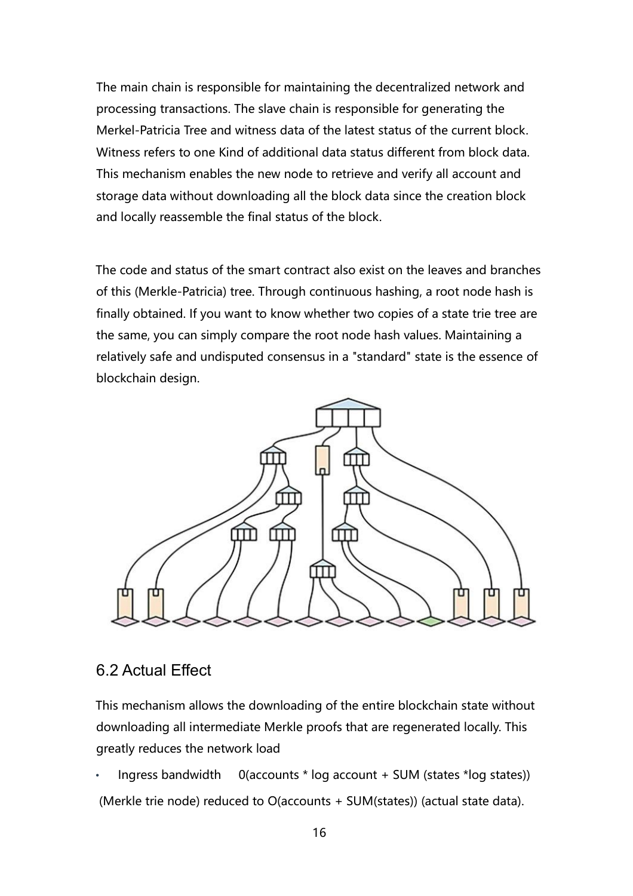The main chain is responsible for maintaining the decentralized network and processing transactions. The slave chain is responsible for generating the Merkel-Patricia Tree and witness data of the latest status of the current block. Witness refers to one Kind of additional data status different from block data. This mechanism enables the new node to retrieve and verify all account and storage data without downloading all the block data since the creation block and locally reassemble the final status of the block.

The code and status of the smart contract also exist on the leaves and branches of this (Merkle-Patricia) tree. Through continuous hashing, a root node hash is finally obtained. If you want to know whether two copies of a state trie tree are the same, you can simply compare the root node hash values. Maintaining a relatively safe and undisputed consensus in a "standard" state is the essence of blockchain design.

## 6.2 Actual Effect

This mechanism allows the downloading of the entire blockchain state without downloading all intermediate Merkle proofs that are regenerated locally. This greatly reduces the network load

- Ingress bandwidth 0(accounts * log account + SUM (states *log states)) (Merkle trie node) reduced to O(accounts + SUM(states)) (actual state data).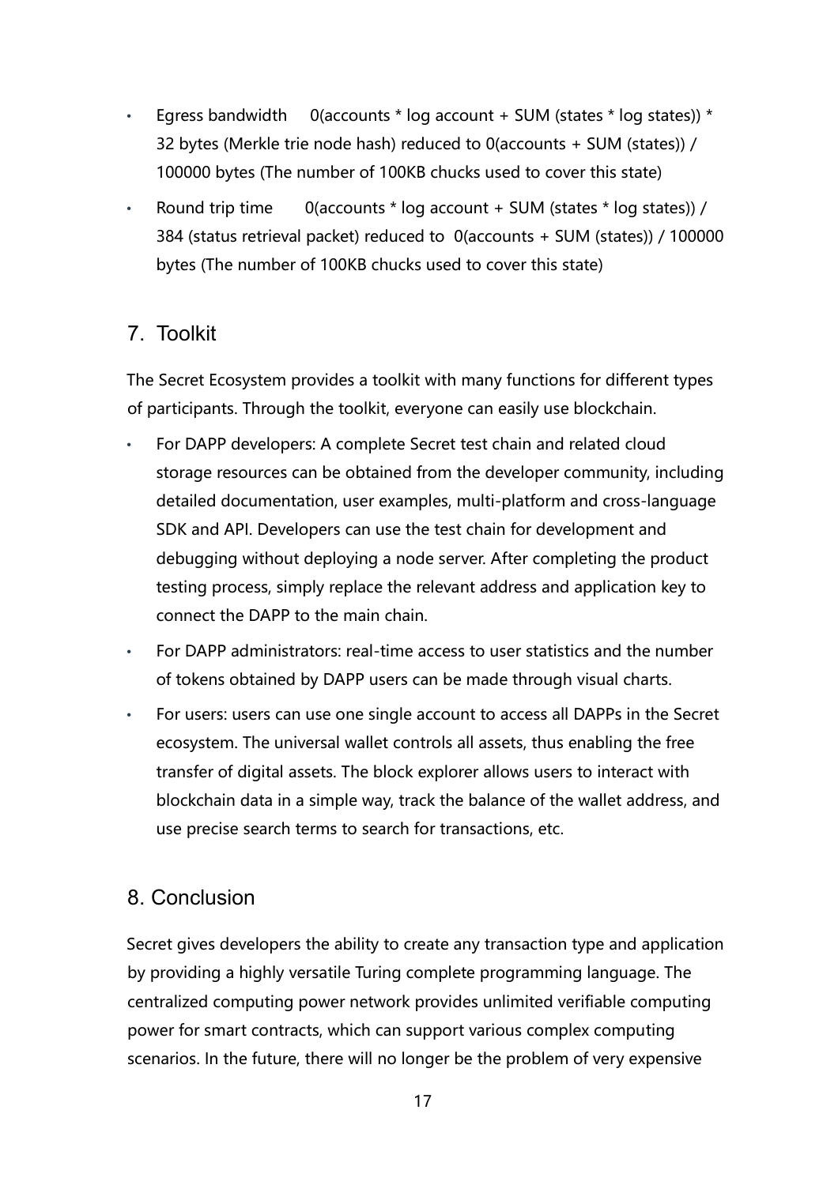- Egress bandwidth  0(accounts * log account + SUM (states * log states)) * 32 bytes (Merkle trie node hash) reduced to 0(accounts + SUM (states)) / 100000 bytes (The number of 100KB chucks used to cover this state)
- Round trip time  0(accounts * log account + SUM (states * log states)) / 384 (status retrieval packet) reduced to 0(accounts + SUM (states)) / 100000 bytes (The number of 100KB chucks used to cover this state)

## 7. Toolkit

The Secret Ecosystem provides a toolkit with many functions for different types of participants. Through the toolkit, everyone can easily use blockchain.

- For DAPP developers: A complete Secret test chain and related cloud storage resources can be obtained from the developer community, including detailed documentation, user examples, multi-platform and cross-language SDK and API. Developers can use the test chain for development and debugging without deploying a node server. After completing the product testing process, simply replace the relevant address and application key to connect the DAPP to the main chain.
- For DAPP administrators: real-time access to user statistics and the number of tokens obtained by DAPP users can be made through visual charts.
- For users: users can use one single account to access all DAPPs in the Secret ecosystem. The universal wallet controls all assets, thus enabling the free transfer of digital assets. The block explorer allows users to interact with blockchain data in a simple way, track the balance of the wallet address, and use precise search terms to search for transactions, etc.

## 8. Conclusion

Secret gives developers the ability to create any transaction type and application by providing a highly versatile Turing complete programming language. The centralized computing power network provides unlimited verifiable computing power for smart contracts, which can support various complex computing scenarios. In the future, there will no longer be the problem of very expensive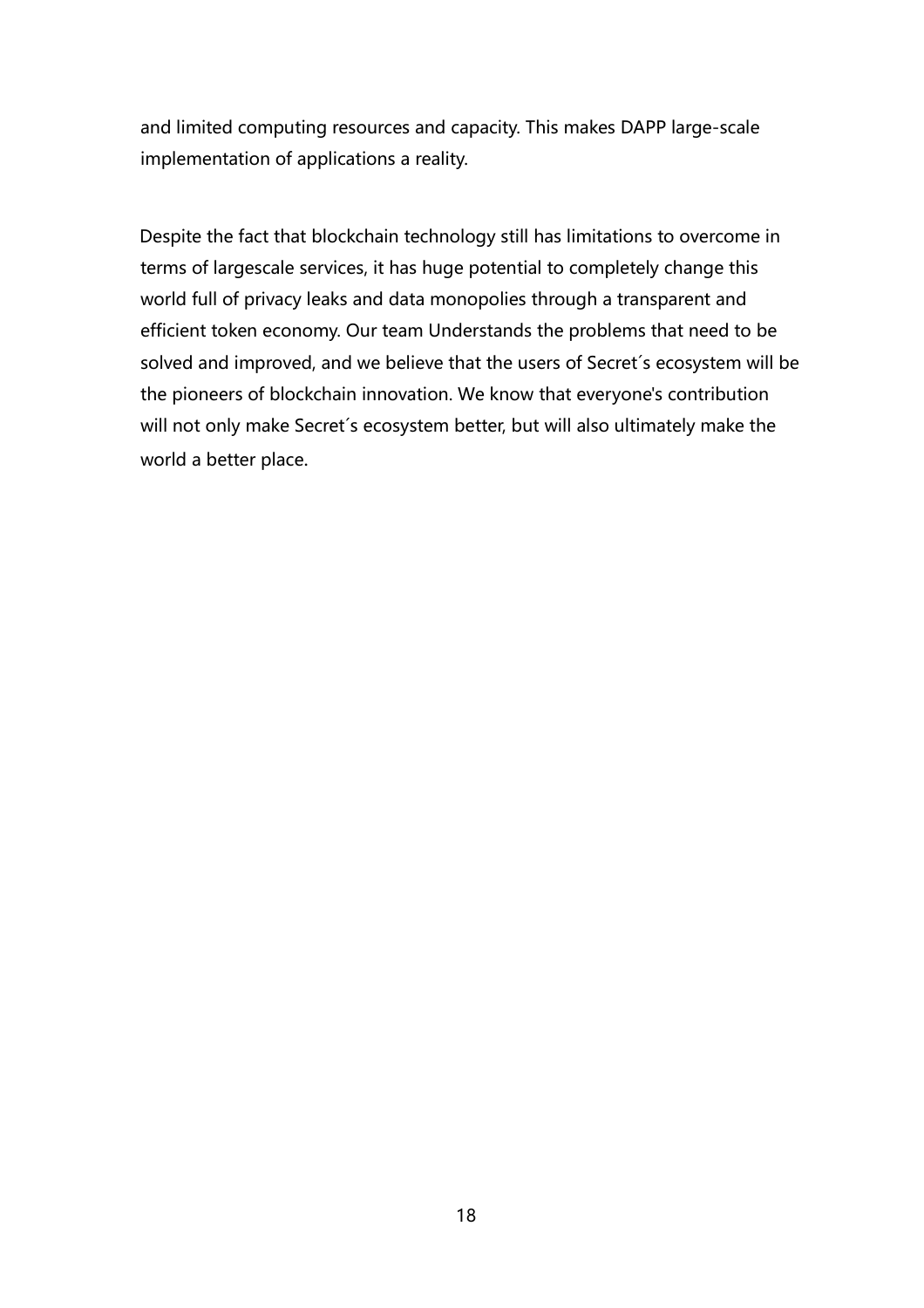and limited computing resources and capacity. This makes DAPP large-scale implementation of applications a reality.

Despite the fact that blockchain technology still has limitations to overcome in terms of largescale services, it has huge potential to completely change this world full of privacy leaks and data monopolies through a transparent and efficient token economy. Our team Understands the problems that need to be solved and improved, and we believe that the users of Secret´s ecosystem will be the pioneers of blockchain innovation. We know that everyone's contribution will not only make Secret´s ecosystem better, but will also ultimately make the world a better place.